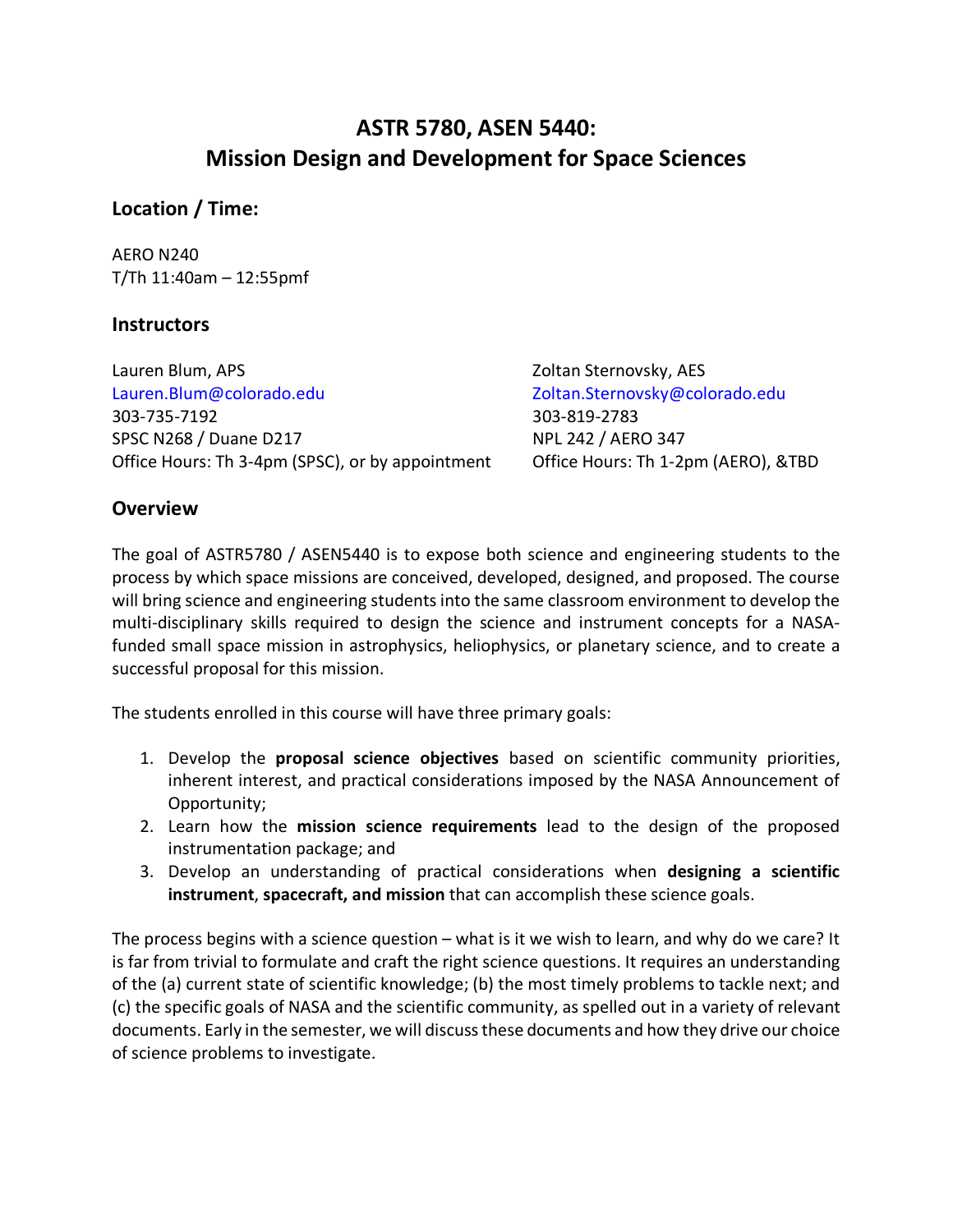# ASTR 5780, ASEN 5440: Mission Design and Development for Space Sciences

## Location / Time:

AERO N240
T/Th 11:40am – 12:55pmf

## Instructors

Lauren Blum, APS
Lauren.Blum@colorado.edu
303-735-7192
SPSC N268 / Duane D217
Office Hours: Th 3-4pm (SPSC), or by appointment

Zoltan Sternovsky, AES
Zoltan.Sternovsky@colorado.edu
303-819-2783
NPL 242 / AERO 347
Office Hours: Th 1-2pm (AERO), &TBD

## Overview

The goal of ASTR5780 / ASEN5440 is to expose both science and engineering students to the process by which space missions are conceived, developed, designed, and proposed. The course will bring science and engineering students into the same classroom environment to develop the multi-disciplinary skills required to design the science and instrument concepts for a NASA-funded small space mission in astrophysics, heliophysics, or planetary science, and to create a successful proposal for this mission.

The students enrolled in this course will have three primary goals:

1. Develop the **proposal science objectives** based on scientific community priorities, inherent interest, and practical considerations imposed by the NASA Announcement of Opportunity;
2. Learn how the **mission science requirements** lead to the design of the proposed instrumentation package; and
3. Develop an understanding of practical considerations when **designing a scientific instrument**, **spacecraft, and mission** that can accomplish these science goals.

The process begins with a science question – what is it we wish to learn, and why do we care? It is far from trivial to formulate and craft the right science questions. It requires an understanding of the (a) current state of scientific knowledge; (b) the most timely problems to tackle next; and (c) the specific goals of NASA and the scientific community, as spelled out in a variety of relevant documents. Early in the semester, we will discuss these documents and how they drive our choice of science problems to investigate.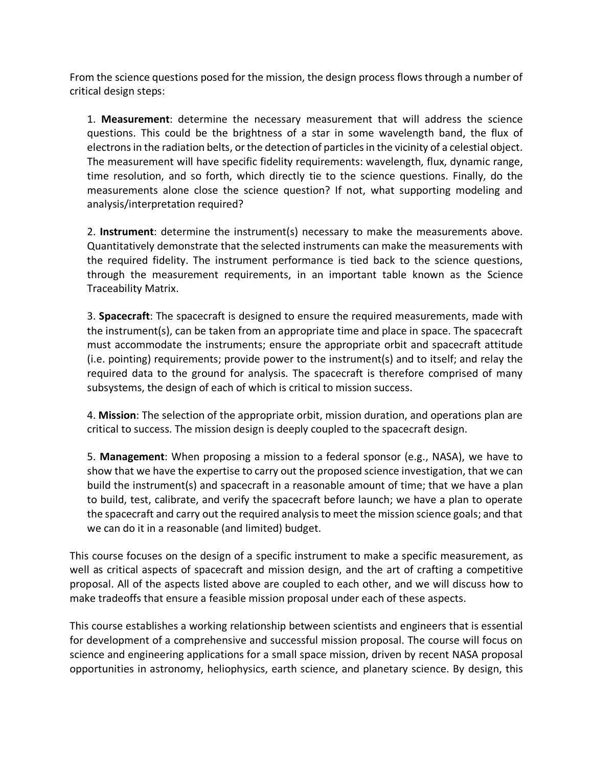From the science questions posed for the mission, the design process flows through a number of critical design steps:

1. **Measurement**: determine the necessary measurement that will address the science questions. This could be the brightness of a star in some wavelength band, the flux of electrons in the radiation belts, or the detection of particles in the vicinity of a celestial object. The measurement will have specific fidelity requirements: wavelength, flux, dynamic range, time resolution, and so forth, which directly tie to the science questions. Finally, do the measurements alone close the science question? If not, what supporting modeling and analysis/interpretation required?

2. **Instrument**: determine the instrument(s) necessary to make the measurements above. Quantitatively demonstrate that the selected instruments can make the measurements with the required fidelity. The instrument performance is tied back to the science questions, through the measurement requirements, in an important table known as the Science Traceability Matrix.

3. **Spacecraft**: The spacecraft is designed to ensure the required measurements, made with the instrument(s), can be taken from an appropriate time and place in space. The spacecraft must accommodate the instruments; ensure the appropriate orbit and spacecraft attitude (i.e. pointing) requirements; provide power to the instrument(s) and to itself; and relay the required data to the ground for analysis. The spacecraft is therefore comprised of many subsystems, the design of each of which is critical to mission success.

4. **Mission**: The selection of the appropriate orbit, mission duration, and operations plan are critical to success. The mission design is deeply coupled to the spacecraft design.

5. **Management**: When proposing a mission to a federal sponsor (e.g., NASA), we have to show that we have the expertise to carry out the proposed science investigation, that we can build the instrument(s) and spacecraft in a reasonable amount of time; that we have a plan to build, test, calibrate, and verify the spacecraft before launch; we have a plan to operate the spacecraft and carry out the required analysis to meet the mission science goals; and that we can do it in a reasonable (and limited) budget.

This course focuses on the design of a specific instrument to make a specific measurement, as well as critical aspects of spacecraft and mission design, and the art of crafting a competitive proposal. All of the aspects listed above are coupled to each other, and we will discuss how to make tradeoffs that ensure a feasible mission proposal under each of these aspects.

This course establishes a working relationship between scientists and engineers that is essential for development of a comprehensive and successful mission proposal. The course will focus on science and engineering applications for a small space mission, driven by recent NASA proposal opportunities in astronomy, heliophysics, earth science, and planetary science. By design, this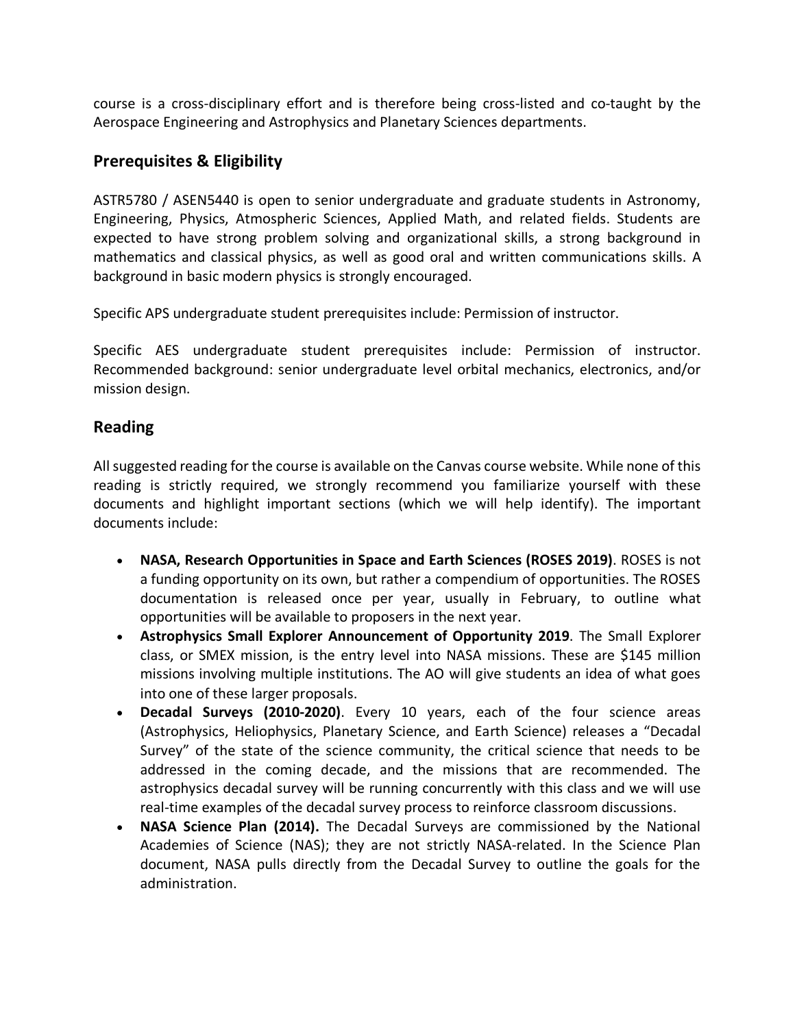course is a cross-disciplinary effort and is therefore being cross-listed and co-taught by the Aerospace Engineering and Astrophysics and Planetary Sciences departments.

## Prerequisites & Eligibility

ASTR5780 / ASEN5440 is open to senior undergraduate and graduate students in Astronomy, Engineering, Physics, Atmospheric Sciences, Applied Math, and related fields. Students are expected to have strong problem solving and organizational skills, a strong background in mathematics and classical physics, as well as good oral and written communications skills. A background in basic modern physics is strongly encouraged.

Specific APS undergraduate student prerequisites include: Permission of instructor.

Specific AES undergraduate student prerequisites include: Permission of instructor. Recommended background: senior undergraduate level orbital mechanics, electronics, and/or mission design.

## Reading

All suggested reading for the course is available on the Canvas course website. While none of this reading is strictly required, we strongly recommend you familiarize yourself with these documents and highlight important sections (which we will help identify). The important documents include:

- **NASA, Research Opportunities in Space and Earth Sciences (ROSES 2019)**. ROSES is not a funding opportunity on its own, but rather a compendium of opportunities. The ROSES documentation is released once per year, usually in February, to outline what opportunities will be available to proposers in the next year.
- **Astrophysics Small Explorer Announcement of Opportunity 2019**. The Small Explorer class, or SMEX mission, is the entry level into NASA missions. These are $145 million missions involving multiple institutions. The AO will give students an idea of what goes into one of these larger proposals.
- **Decadal Surveys (2010-2020)**. Every 10 years, each of the four science areas (Astrophysics, Heliophysics, Planetary Science, and Earth Science) releases a "Decadal Survey" of the state of the science community, the critical science that needs to be addressed in the coming decade, and the missions that are recommended. The astrophysics decadal survey will be running concurrently with this class and we will use real-time examples of the decadal survey process to reinforce classroom discussions.
- **NASA Science Plan (2014).** The Decadal Surveys are commissioned by the National Academies of Science (NAS); they are not strictly NASA-related. In the Science Plan document, NASA pulls directly from the Decadal Survey to outline the goals for the administration.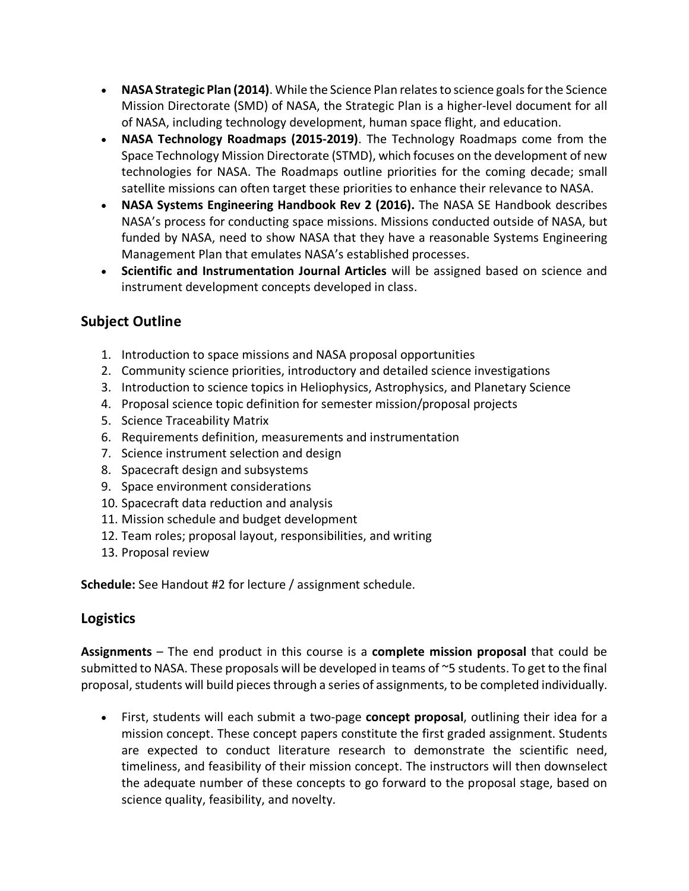- **NASA Strategic Plan (2014)**. While the Science Plan relates to science goals for the Science Mission Directorate (SMD) of NASA, the Strategic Plan is a higher-level document for all of NASA, including technology development, human space flight, and education.
- **NASA Technology Roadmaps (2015-2019)**. The Technology Roadmaps come from the Space Technology Mission Directorate (STMD), which focuses on the development of new technologies for NASA. The Roadmaps outline priorities for the coming decade; small satellite missions can often target these priorities to enhance their relevance to NASA.
- **NASA Systems Engineering Handbook Rev 2 (2016).** The NASA SE Handbook describes NASA's process for conducting space missions. Missions conducted outside of NASA, but funded by NASA, need to show NASA that they have a reasonable Systems Engineering Management Plan that emulates NASA's established processes.
- **Scientific and Instrumentation Journal Articles** will be assigned based on science and instrument development concepts developed in class.

## Subject Outline

1. Introduction to space missions and NASA proposal opportunities
2. Community science priorities, introductory and detailed science investigations
3. Introduction to science topics in Heliophysics, Astrophysics, and Planetary Science
4. Proposal science topic definition for semester mission/proposal projects
5. Science Traceability Matrix
6. Requirements definition, measurements and instrumentation
7. Science instrument selection and design
8. Spacecraft design and subsystems
9. Space environment considerations
10. Spacecraft data reduction and analysis
11. Mission schedule and budget development
12. Team roles; proposal layout, responsibilities, and writing
13. Proposal review

**Schedule:** See Handout #2 for lecture / assignment schedule.

## Logistics

**Assignments** – The end product in this course is a **complete mission proposal** that could be submitted to NASA. These proposals will be developed in teams of ~5 students. To get to the final proposal, students will build pieces through a series of assignments, to be completed individually.

- First, students will each submit a two-page **concept proposal**, outlining their idea for a mission concept. These concept papers constitute the first graded assignment. Students are expected to conduct literature research to demonstrate the scientific need, timeliness, and feasibility of their mission concept. The instructors will then downselect the adequate number of these concepts to go forward to the proposal stage, based on science quality, feasibility, and novelty.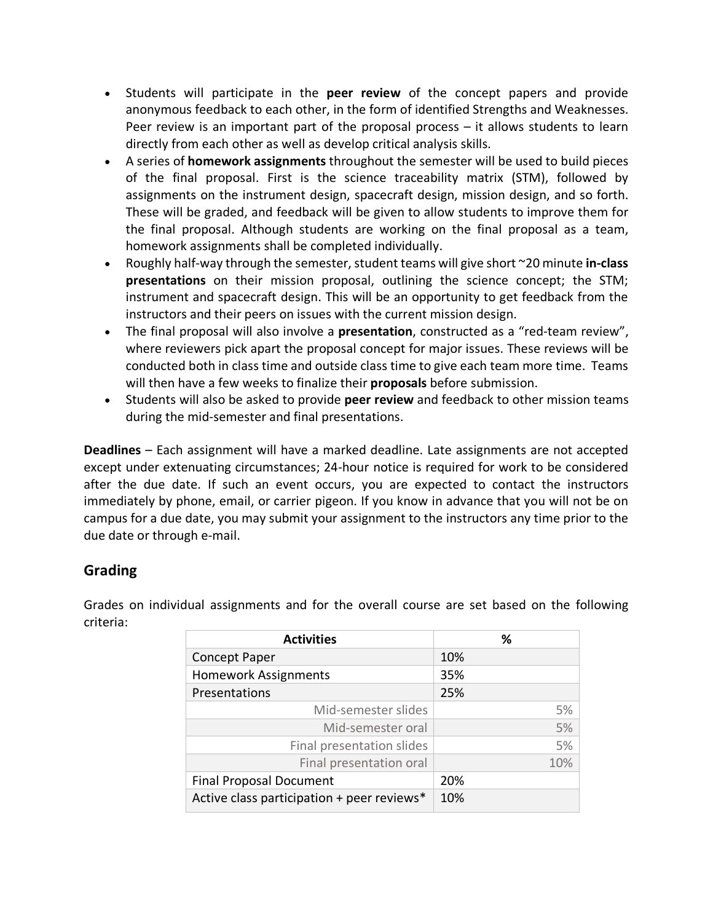- Students will participate in the **peer review** of the concept papers and provide anonymous feedback to each other, in the form of identified Strengths and Weaknesses. Peer review is an important part of the proposal process – it allows students to learn directly from each other as well as develop critical analysis skills.
- A series of **homework assignments** throughout the semester will be used to build pieces of the final proposal. First is the science traceability matrix (STM), followed by assignments on the instrument design, spacecraft design, mission design, and so forth. These will be graded, and feedback will be given to allow students to improve them for the final proposal. Although students are working on the final proposal as a team, homework assignments shall be completed individually.
- Roughly half-way through the semester, student teams will give short ~20 minute **in-class presentations** on their mission proposal, outlining the science concept; the STM; instrument and spacecraft design. This will be an opportunity to get feedback from the instructors and their peers on issues with the current mission design.
- The final proposal will also involve a **presentation**, constructed as a "red-team review", where reviewers pick apart the proposal concept for major issues. These reviews will be conducted both in class time and outside class time to give each team more time. Teams will then have a few weeks to finalize their **proposals** before submission.
- Students will also be asked to provide **peer review** and feedback to other mission teams during the mid-semester and final presentations.

**Deadlines** – Each assignment will have a marked deadline. Late assignments are not accepted except under extenuating circumstances; 24-hour notice is required for work to be considered after the due date. If such an event occurs, you are expected to contact the instructors immediately by phone, email, or carrier pigeon. If you know in advance that you will not be on campus for a due date, you may submit your assignment to the instructors any time prior to the due date or through e-mail.

## Grading

Grades on individual assignments and for the overall course are set based on the following criteria:

| Activities | % |
|---|---|
| Concept Paper | 10% |
| Homework Assignments | 35% |
| Presentations | 25% |
| Mid-semester slides | 5% |
| Mid-semester oral | 5% |
| Final presentation slides | 5% |
| Final presentation oral | 10% |
| Final Proposal Document | 20% |
| Active class participation + peer reviews* | 10% |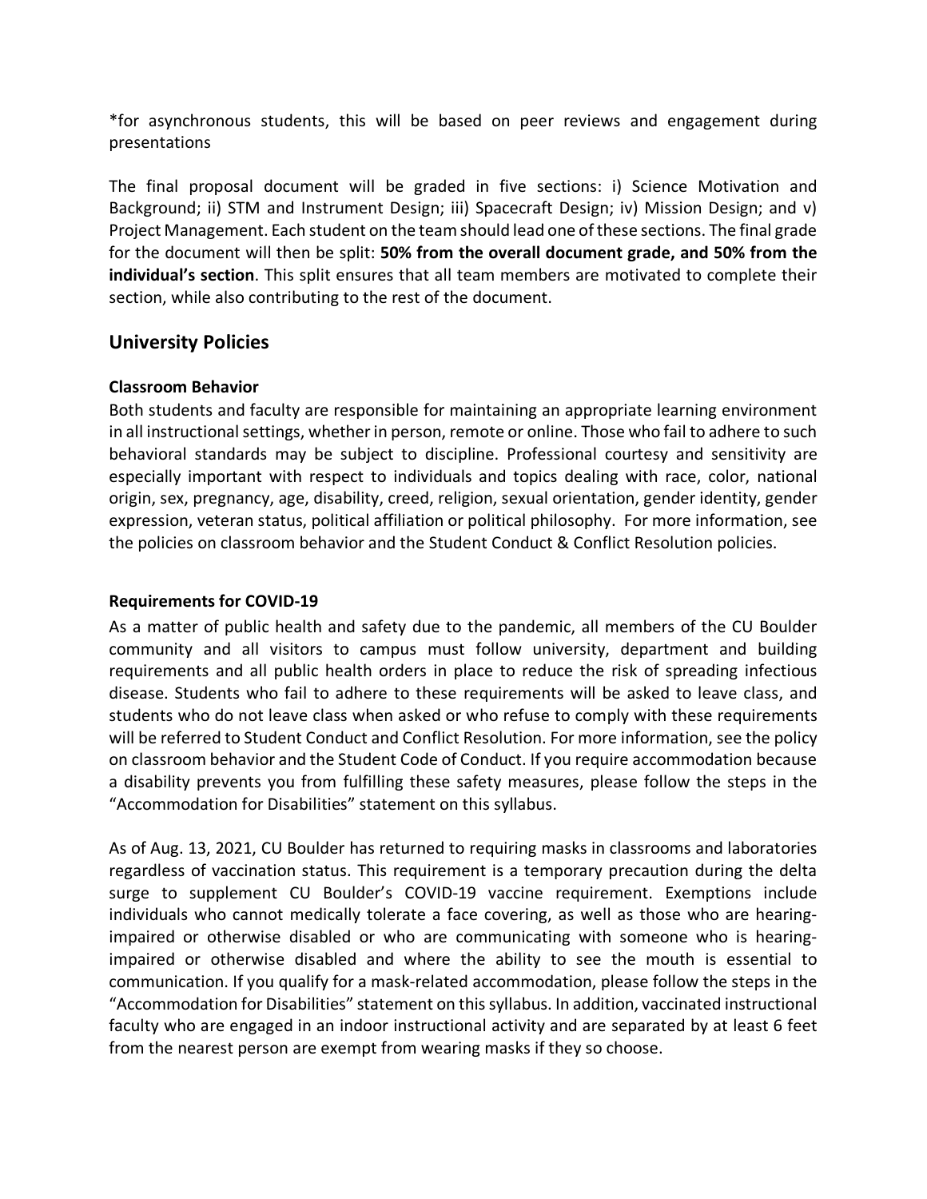*for asynchronous students, this will be based on peer reviews and engagement during presentations

The final proposal document will be graded in five sections: i) Science Motivation and Background; ii) STM and Instrument Design; iii) Spacecraft Design; iv) Mission Design; and v) Project Management. Each student on the team should lead one of these sections. The final grade for the document will then be split: **50% from the overall document grade, and 50% from the individual's section**. This split ensures that all team members are motivated to complete their section, while also contributing to the rest of the document.

## University Policies

### Classroom Behavior

Both students and faculty are responsible for maintaining an appropriate learning environment in all instructional settings, whether in person, remote or online. Those who fail to adhere to such behavioral standards may be subject to discipline. Professional courtesy and sensitivity are especially important with respect to individuals and topics dealing with race, color, national origin, sex, pregnancy, age, disability, creed, religion, sexual orientation, gender identity, gender expression, veteran status, political affiliation or political philosophy. For more information, see the policies on classroom behavior and the Student Conduct & Conflict Resolution policies.

### Requirements for COVID-19

As a matter of public health and safety due to the pandemic, all members of the CU Boulder community and all visitors to campus must follow university, department and building requirements and all public health orders in place to reduce the risk of spreading infectious disease. Students who fail to adhere to these requirements will be asked to leave class, and students who do not leave class when asked or who refuse to comply with these requirements will be referred to Student Conduct and Conflict Resolution. For more information, see the policy on classroom behavior and the Student Code of Conduct. If you require accommodation because a disability prevents you from fulfilling these safety measures, please follow the steps in the "Accommodation for Disabilities" statement on this syllabus.

As of Aug. 13, 2021, CU Boulder has returned to requiring masks in classrooms and laboratories regardless of vaccination status. This requirement is a temporary precaution during the delta surge to supplement CU Boulder's COVID-19 vaccine requirement. Exemptions include individuals who cannot medically tolerate a face covering, as well as those who are hearing-impaired or otherwise disabled or who are communicating with someone who is hearing-impaired or otherwise disabled and where the ability to see the mouth is essential to communication. If you qualify for a mask-related accommodation, please follow the steps in the "Accommodation for Disabilities" statement on this syllabus. In addition, vaccinated instructional faculty who are engaged in an indoor instructional activity and are separated by at least 6 feet from the nearest person are exempt from wearing masks if they so choose.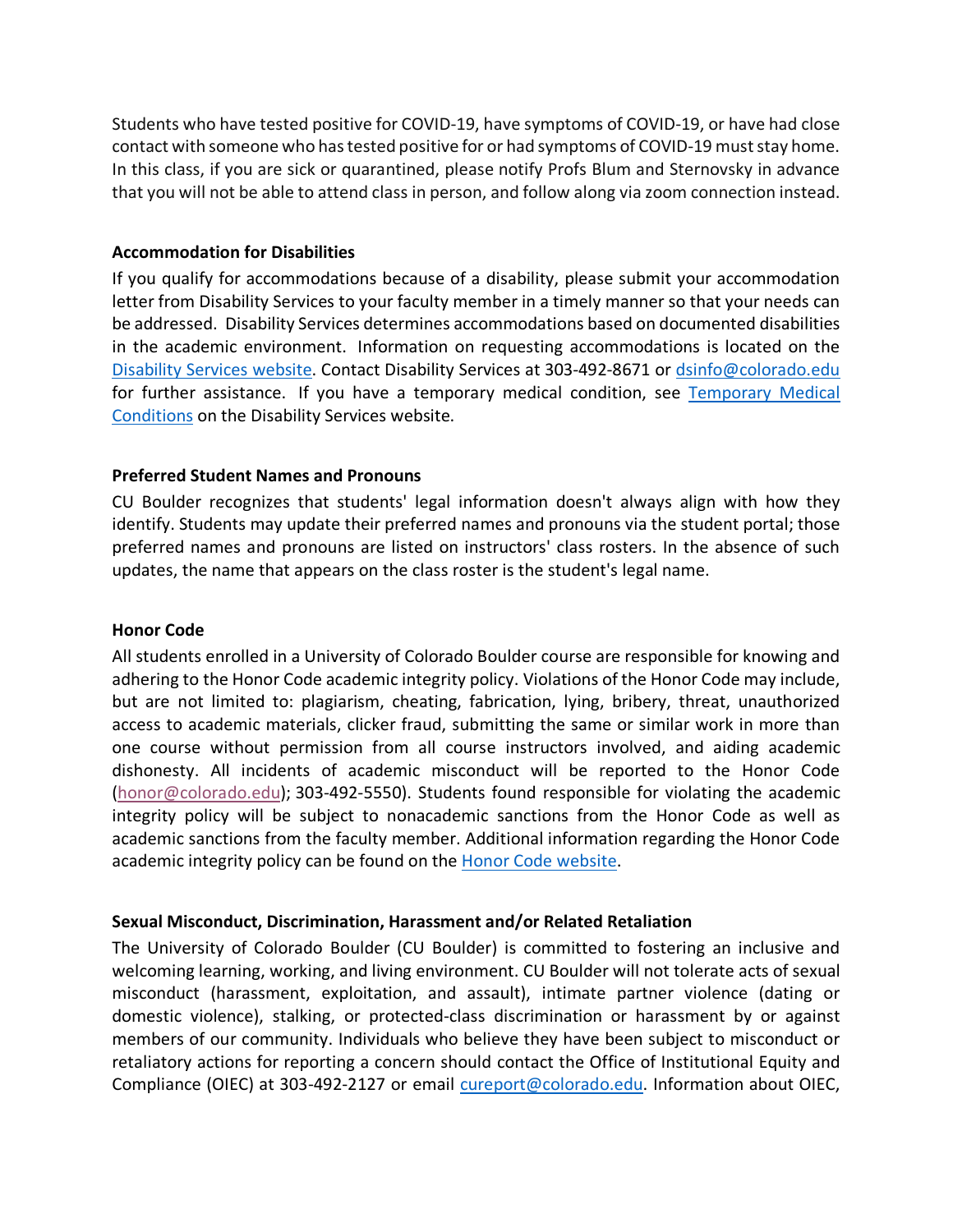Students who have tested positive for COVID-19, have symptoms of COVID-19, or have had close contact with someone who has tested positive for or had symptoms of COVID-19 must stay home. In this class, if you are sick or quarantined, please notify Profs Blum and Sternovsky in advance that you will not be able to attend class in person, and follow along via zoom connection instead.

**Accommodation for Disabilities**

If you qualify for accommodations because of a disability, please submit your accommodation letter from Disability Services to your faculty member in a timely manner so that your needs can be addressed. Disability Services determines accommodations based on documented disabilities in the academic environment. Information on requesting accommodations is located on the Disability Services website. Contact Disability Services at 303-492-8671 or dsinfo@colorado.edu for further assistance. If you have a temporary medical condition, see Temporary Medical Conditions on the Disability Services website.

**Preferred Student Names and Pronouns**

CU Boulder recognizes that students' legal information doesn't always align with how they identify. Students may update their preferred names and pronouns via the student portal; those preferred names and pronouns are listed on instructors' class rosters. In the absence of such updates, the name that appears on the class roster is the student's legal name.

**Honor Code**

All students enrolled in a University of Colorado Boulder course are responsible for knowing and adhering to the Honor Code academic integrity policy. Violations of the Honor Code may include, but are not limited to: plagiarism, cheating, fabrication, lying, bribery, threat, unauthorized access to academic materials, clicker fraud, submitting the same or similar work in more than one course without permission from all course instructors involved, and aiding academic dishonesty. All incidents of academic misconduct will be reported to the Honor Code (honor@colorado.edu); 303-492-5550). Students found responsible for violating the academic integrity policy will be subject to nonacademic sanctions from the Honor Code as well as academic sanctions from the faculty member. Additional information regarding the Honor Code academic integrity policy can be found on the Honor Code website.

**Sexual Misconduct, Discrimination, Harassment and/or Related Retaliation**

The University of Colorado Boulder (CU Boulder) is committed to fostering an inclusive and welcoming learning, working, and living environment. CU Boulder will not tolerate acts of sexual misconduct (harassment, exploitation, and assault), intimate partner violence (dating or domestic violence), stalking, or protected-class discrimination or harassment by or against members of our community. Individuals who believe they have been subject to misconduct or retaliatory actions for reporting a concern should contact the Office of Institutional Equity and Compliance (OIEC) at 303-492-2127 or email cureport@colorado.edu. Information about OIEC,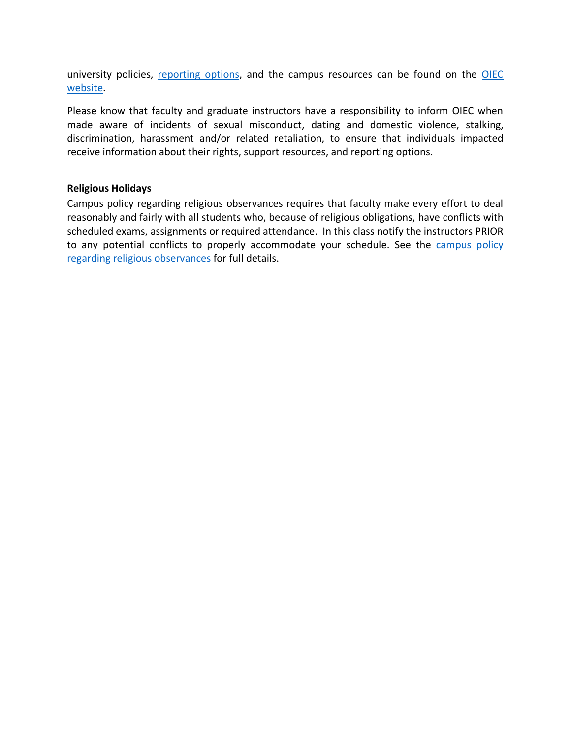university policies, reporting options, and the campus resources can be found on the OIEC website.

Please know that faculty and graduate instructors have a responsibility to inform OIEC when made aware of incidents of sexual misconduct, dating and domestic violence, stalking, discrimination, harassment and/or related retaliation, to ensure that individuals impacted receive information about their rights, support resources, and reporting options.

**Religious Holidays**

Campus policy regarding religious observances requires that faculty make every effort to deal reasonably and fairly with all students who, because of religious obligations, have conflicts with scheduled exams, assignments or required attendance. In this class notify the instructors PRIOR to any potential conflicts to properly accommodate your schedule. See the campus policy regarding religious observances for full details.